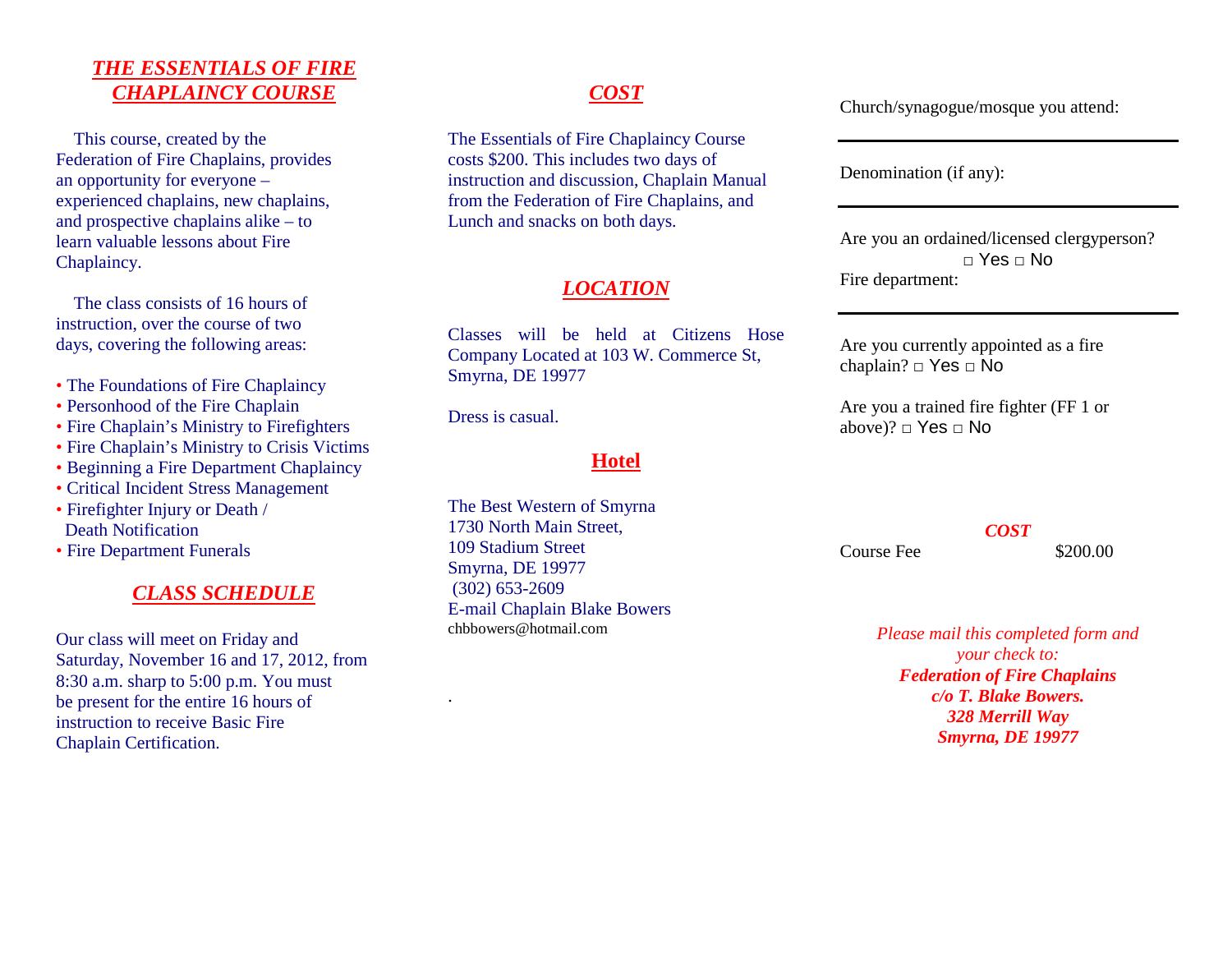## *THE ESSENTIALS OF FIRE CHAPLAINCY COURSE*

This course, created by the Federation of Fire Chaplains, provides an opportunity for everyone – experienced chaplains, new chaplains, and prospective chaplains alike – to learn valuable lessons about Fire Chaplaincy.

The class consists of 16 hours of instruction, over the course of two days, covering the following areas:

- The Foundations of Fire Chaplaincy
- Personhood of the Fire Chaplain
- Fire Chaplain's Ministry to Firefighters
- Fire Chaplain's Ministry to Crisis Victims
- Beginning a Fire Department Chaplaincy
- Critical Incident Stress Management
- Firefighter Injury or Death / Death Notification
- Fire Department Funerals

## *CLASS SCHEDULE*

Our class will meet on Friday and Saturday, November 16 and 17, 2012, from 8:30 a.m. sharp to 5:00 p.m. You must be present for the entire 16 hours of instruction to receive Basic Fire Chaplain Certification.

## *COST*

The Essentials of Fire Chaplaincy Course costs $200. This includes two days of instruction and discussion, Chaplain Manual from the Federation of Fire Chaplains, and Lunch and snacks on both days.

## *LOCATION*

Classes will be held at Citizens Hose Company Located at 103 W. Commerce St, Smyrna, DE 19977

Dress is casual.

## **Hotel**

The Best Western of Smyrna
1730 North Main Street,
109 Stadium Street
Smyrna, DE 19977
(302) 653-2609
E-mail Chaplain Blake Bowers
chbbowers@hotmail.com

.

Church/synagogue/mosque you attend:

___

Denomination (if any):

___

Are you an ordained/licensed clergyperson?
□ Yes □ No

Fire department:

___

Are you currently appointed as a fire chaplain? □ Yes □ No

Are you a trained fire fighter (FF 1 or above)? □ Yes □ No

*COST*

Course Fee $200.00

*Please mail this completed form and your check to:*
***Federation of Fire Chaplains***
***c/o T. Blake Bowers.***
***328 Merrill Way***
***Smyrna, DE 19977***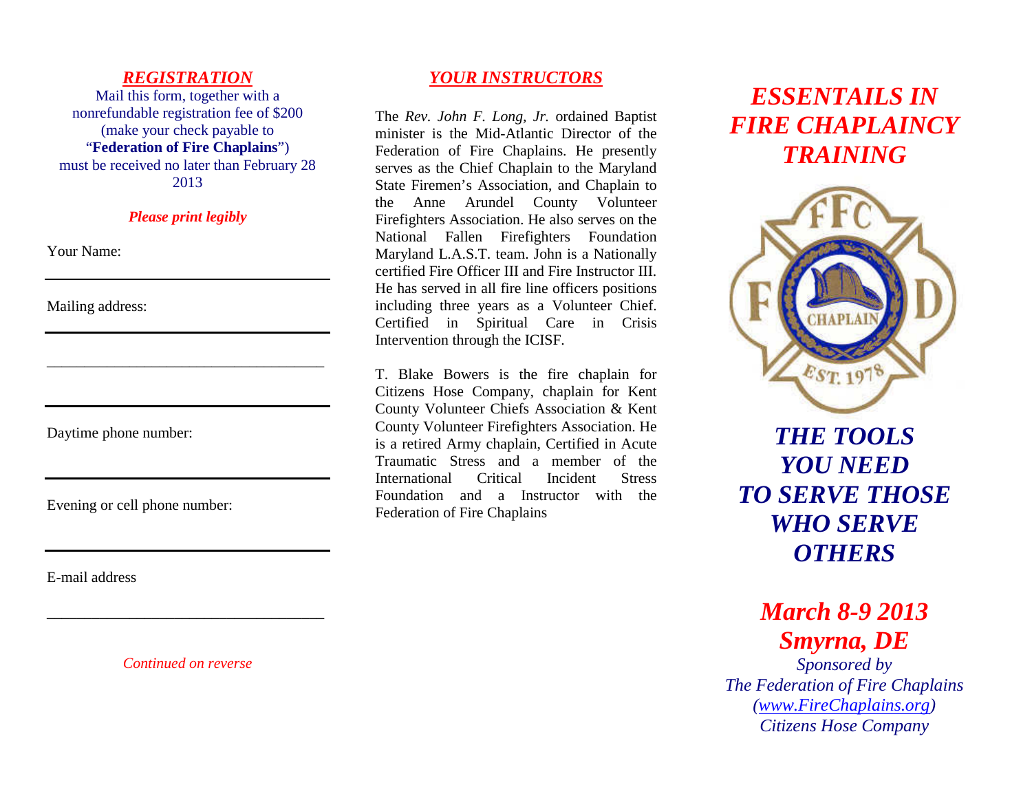## *REGISTRATION*

Mail this form, together with a nonrefundable registration fee of $200 (make your check payable to "**Federation of Fire Chaplains**") must be received no later than February 28 2013

***Please print legibly***

Your Name:

______________________________________

Mailing address:

______________________________________

______________________________________

______________________________________

Daytime phone number:

______________________________________

Evening or cell phone number:

______________________________________

E-mail address

______________________________________

*Continued on reverse*

## *YOUR INSTRUCTORS*

The *Rev. John F. Long, Jr.* ordained Baptist minister is the Mid-Atlantic Director of the Federation of Fire Chaplains. He presently serves as the Chief Chaplain to the Maryland State Firemen's Association, and Chaplain to the Anne Arundel County Volunteer Firefighters Association. He also serves on the National Fallen Firefighters Foundation Maryland L.A.S.T. team. John is a Nationally certified Fire Officer III and Fire Instructor III. He has served in all fire line officers positions including three years as a Volunteer Chief. Certified in Spiritual Care in Crisis Intervention through the ICISF.

T. Blake Bowers is the fire chaplain for Citizens Hose Company, chaplain for Kent County Volunteer Chiefs Association & Kent County Volunteer Firefighters Association. He is a retired Army chaplain, Certified in Acute Traumatic Stress and a member of the International Critical Incident Stress Foundation and a Instructor with the Federation of Fire Chaplains

# *ESSENTAILS IN FIRE CHAPLAINCY TRAINING*

FFC
F D
CHAPLAIN
EST. 1978

## *THE TOOLS YOU NEED TO SERVE THOSE WHO SERVE OTHERS*

## *March 8-9 2013*
## *Smyrna, DE*

*Sponsored by*
*The Federation of Fire Chaplains*
*(www.FireChaplains.org)*
*Citizens Hose Company*